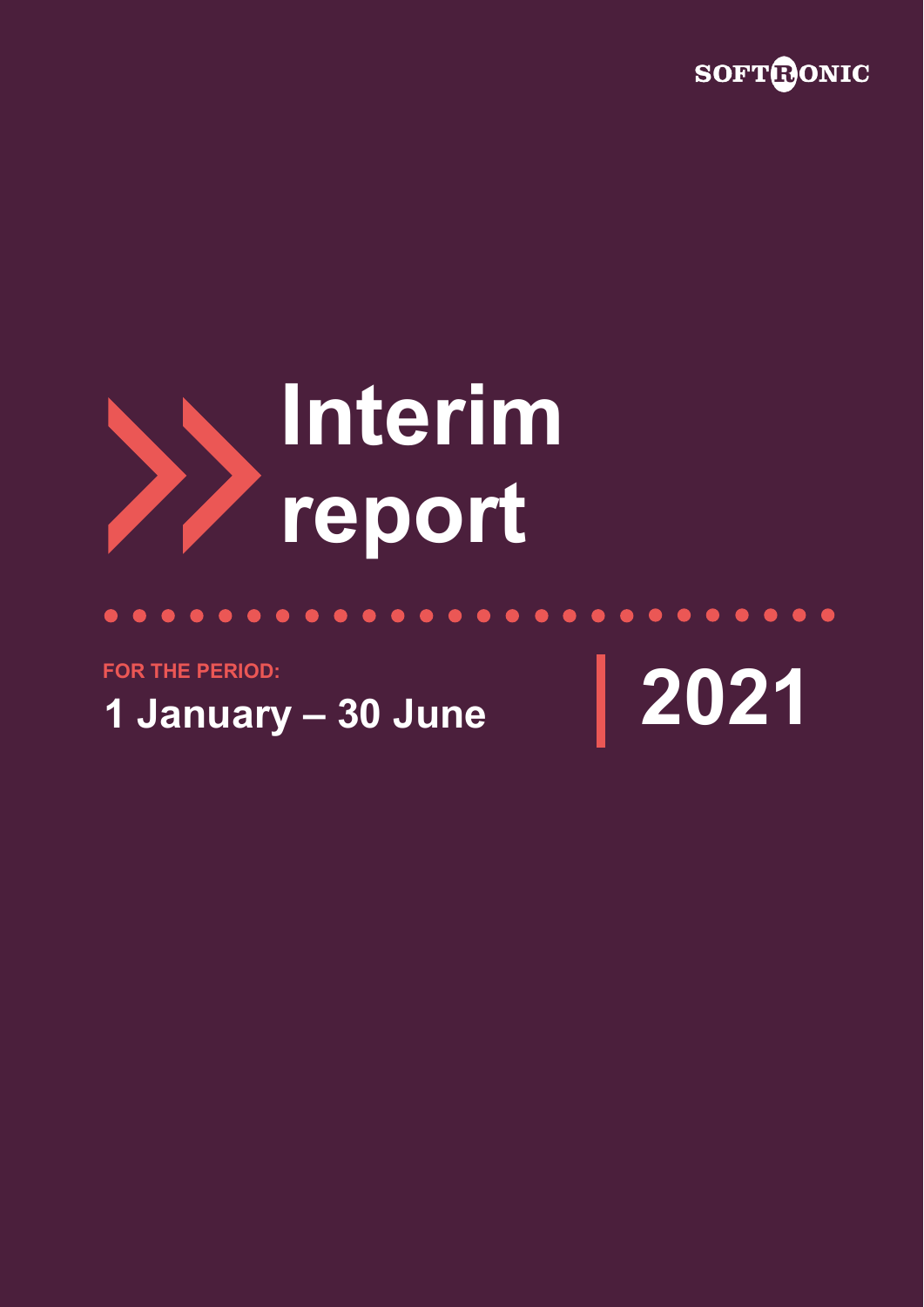SOFTRONIC

# Interim report

FOR THE PERIOD:

**1 January – 30 June**

**2021**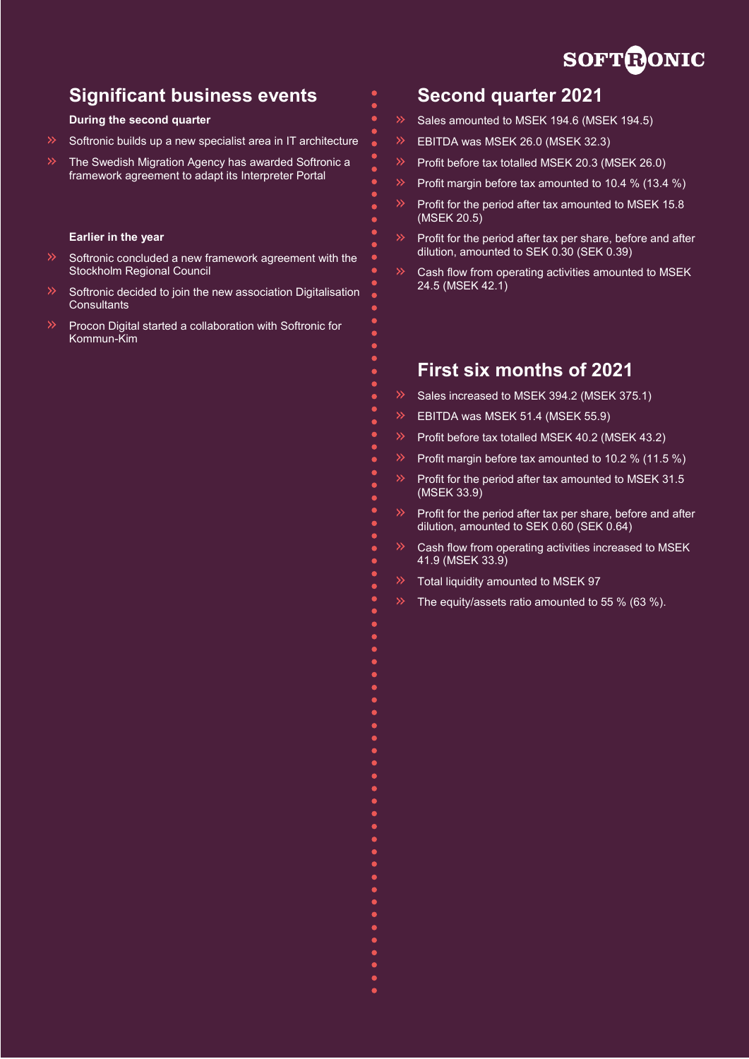## Significant business events

**During the second quarter**

- Softronic builds up a new specialist area in IT architecture
- The Swedish Migration Agency has awarded Softronic a framework agreement to adapt its Interpreter Portal

**Earlier in the year**

- Softronic concluded a new framework agreement with the Stockholm Regional Council
- Softronic decided to join the new association Digitalisation Consultants
- Procon Digital started a collaboration with Softronic for Kommun-Kim

## Second quarter 2021

- Sales amounted to MSEK 194.6 (MSEK 194.5)
- EBITDA was MSEK 26.0 (MSEK 32.3)
- Profit before tax totalled MSEK 20.3 (MSEK 26.0)
- Profit margin before tax amounted to 10.4 % (13.4 %)
- Profit for the period after tax amounted to MSEK 15.8 (MSEK 20.5)
- Profit for the period after tax per share, before and after dilution, amounted to SEK 0.30 (SEK 0.39)
- Cash flow from operating activities amounted to MSEK 24.5 (MSEK 42.1)

## First six months of 2021

- Sales increased to MSEK 394.2 (MSEK 375.1)
- EBITDA was MSEK 51.4 (MSEK 55.9)
- Profit before tax totalled MSEK 40.2 (MSEK 43.2)
- Profit margin before tax amounted to 10.2 % (11.5 %)
- Profit for the period after tax amounted to MSEK 31.5 (MSEK 33.9)
- Profit for the period after tax per share, before and after dilution, amounted to SEK 0.60 (SEK 0.64)
- Cash flow from operating activities increased to MSEK 41.9 (MSEK 33.9)
- Total liquidity amounted to MSEK 97
- The equity/assets ratio amounted to 55 % (63 %).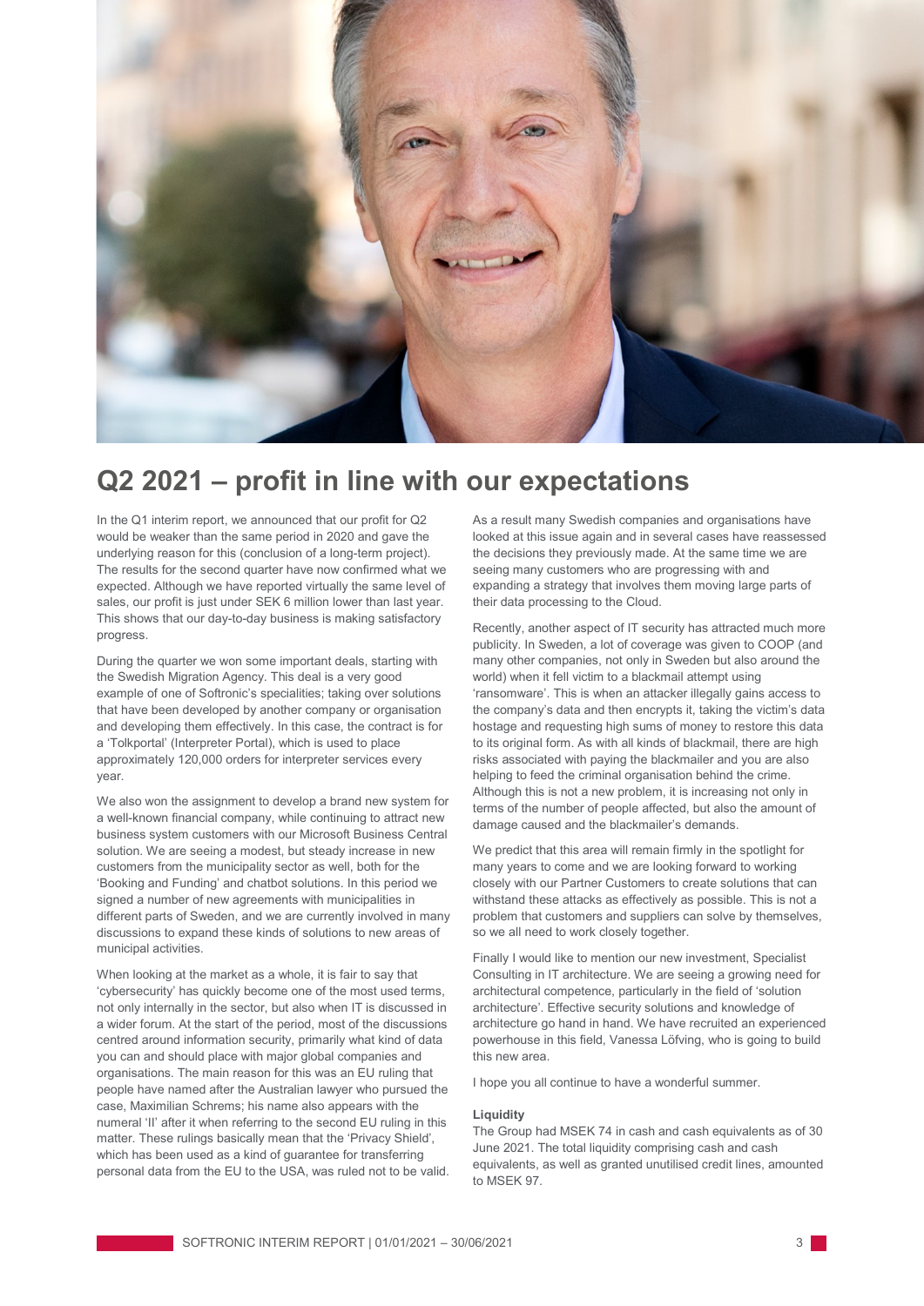# Q2 2021 – profit in line with our expectations

In the Q1 interim report, we announced that our profit for Q2 would be weaker than the same period in 2020 and gave the underlying reason for this (conclusion of a long-term project). The results for the second quarter have now confirmed what we expected. Although we have reported virtually the same level of sales, our profit is just under SEK 6 million lower than last year. This shows that our day-to-day business is making satisfactory progress.

During the quarter we won some important deals, starting with the Swedish Migration Agency. This deal is a very good example of one of Softronic's specialities; taking over solutions that have been developed by another company or organisation and developing them effectively. In this case, the contract is for a 'Tolkportal' (Interpreter Portal), which is used to place approximately 120,000 orders for interpreter services every year.

We also won the assignment to develop a brand new system for a well-known financial company, while continuing to attract new business system customers with our Microsoft Business Central solution. We are seeing a modest, but steady increase in new customers from the municipality sector as well, both for the 'Booking and Funding' and chatbot solutions. In this period we signed a number of new agreements with municipalities in different parts of Sweden, and we are currently involved in many discussions to expand these kinds of solutions to new areas of municipal activities.

When looking at the market as a whole, it is fair to say that 'cybersecurity' has quickly become one of the most used terms, not only internally in the sector, but also when IT is discussed in a wider forum. At the start of the period, most of the discussions centred around information security, primarily what kind of data you can and should place with major global companies and organisations. The main reason for this was an EU ruling that people have named after the Australian lawyer who pursued the case, Maximilian Schrems; his name also appears with the numeral 'II' after it when referring to the second EU ruling in this matter. These rulings basically mean that the 'Privacy Shield', which has been used as a kind of guarantee for transferring personal data from the EU to the USA, was ruled not to be valid. As a result many Swedish companies and organisations have looked at this issue again and in several cases have reassessed the decisions they previously made. At the same time we are seeing many customers who are progressing with and expanding a strategy that involves them moving large parts of their data processing to the Cloud.

Recently, another aspect of IT security has attracted much more publicity. In Sweden, a lot of coverage was given to COOP (and many other companies, not only in Sweden but also around the world) when it fell victim to a blackmail attempt using 'ransomware'. This is when an attacker illegally gains access to the company's data and then encrypts it, taking the victim's data hostage and requesting high sums of money to restore this data to its original form. As with all kinds of blackmail, there are high risks associated with paying the blackmailer and you are also helping to feed the criminal organisation behind the crime. Although this is not a new problem, it is increasing not only in terms of the number of people affected, but also the amount of damage caused and the blackmailer's demands.

We predict that this area will remain firmly in the spotlight for many years to come and we are looking forward to working closely with our Partner Customers to create solutions that can withstand these attacks as effectively as possible. This is not a problem that customers and suppliers can solve by themselves, so we all need to work closely together.

Finally I would like to mention our new investment, Specialist Consulting in IT architecture. We are seeing a growing need for architectural competence, particularly in the field of 'solution architecture'. Effective security solutions and knowledge of architecture go hand in hand. We have recruited an experienced powerhouse in this field, Vanessa Löfving, who is going to build this new area.

I hope you all continue to have a wonderful summer.

### Liquidity

The Group had MSEK 74 in cash and cash equivalents as of 30 June 2021. The total liquidity comprising cash and cash equivalents, as well as granted unutilised credit lines, amounted to MSEK 97.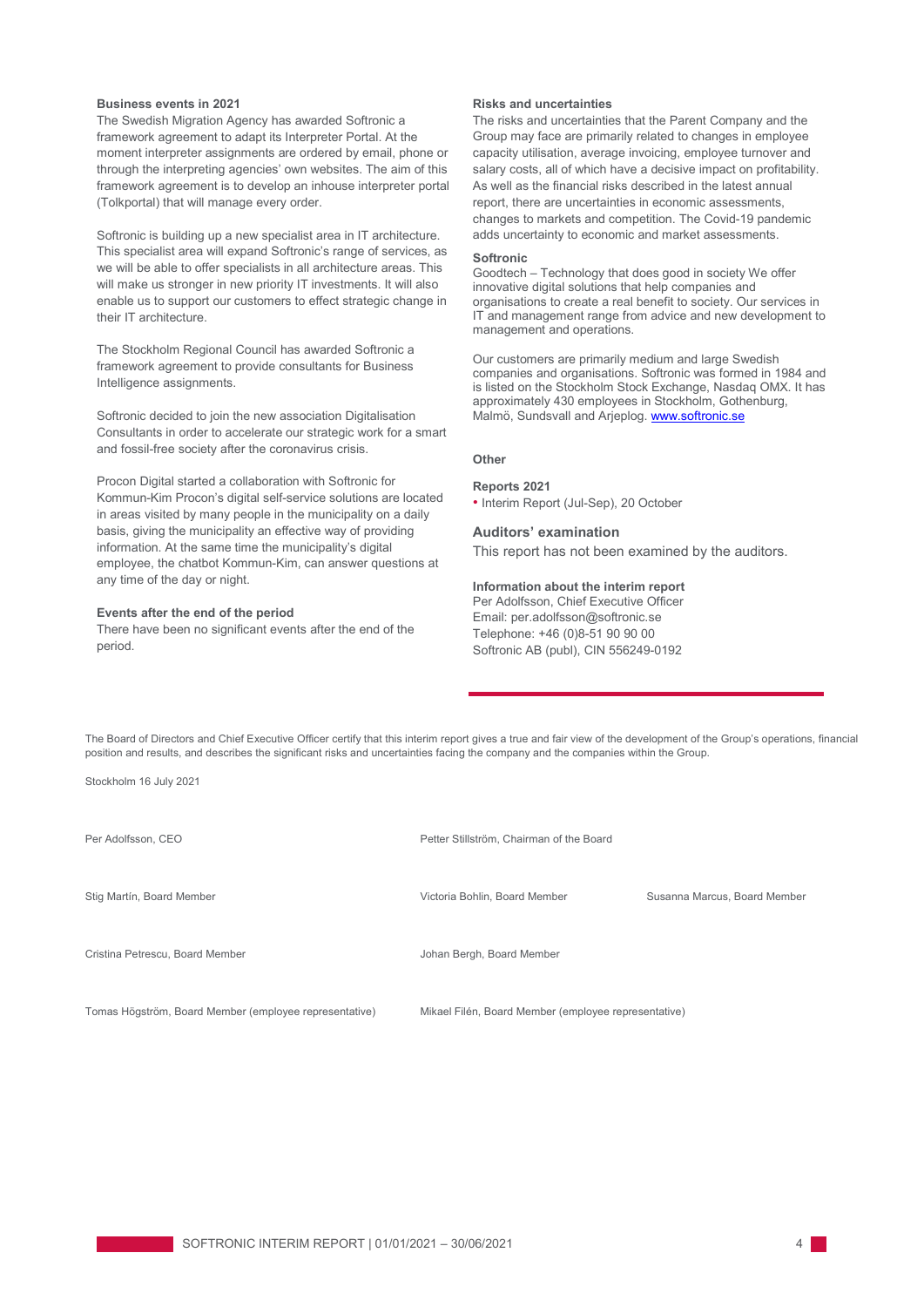### Business events in 2021

The Swedish Migration Agency has awarded Softronic a framework agreement to adapt its Interpreter Portal. At the moment interpreter assignments are ordered by email, phone or through the interpreting agencies' own websites. The aim of this framework agreement is to develop an inhouse interpreter portal (Tolkportal) that will manage every order.

Softronic is building up a new specialist area in IT architecture. This specialist area will expand Softronic's range of services, as we will be able to offer specialists in all architecture areas. This will make us stronger in new priority IT investments. It will also enable us to support our customers to effect strategic change in their IT architecture.

The Stockholm Regional Council has awarded Softronic a framework agreement to provide consultants for Business Intelligence assignments.

Softronic decided to join the new association Digitalisation Consultants in order to accelerate our strategic work for a smart and fossil-free society after the coronavirus crisis.

Procon Digital started a collaboration with Softronic for Kommun-Kim Procon's digital self-service solutions are located in areas visited by many people in the municipality on a daily basis, giving the municipality an effective way of providing information. At the same time the municipality's digital employee, the chatbot Kommun-Kim, can answer questions at any time of the day or night.

### Events after the end of the period

There have been no significant events after the end of the period.

### Risks and uncertainties

The risks and uncertainties that the Parent Company and the Group may face are primarily related to changes in employee capacity utilisation, average invoicing, employee turnover and salary costs, all of which have a decisive impact on profitability. As well as the financial risks described in the latest annual report, there are uncertainties in economic assessments, changes to markets and competition. The Covid-19 pandemic adds uncertainty to economic and market assessments.

### Softronic

Goodtech – Technology that does good in society We offer innovative digital solutions that help companies and organisations to create a real benefit to society. Our services in IT and management range from advice and new development to management and operations.

Our customers are primarily medium and large Swedish companies and organisations. Softronic was formed in 1984 and is listed on the Stockholm Stock Exchange, Nasdaq OMX. It has approximately 430 employees in Stockholm, Gothenburg, Malmö, Sundsvall and Arjeplog. www.softronic.se

### Other

**Reports 2021**

- Interim Report (Jul-Sep), 20 October

### Auditors' examination

This report has not been examined by the auditors.

**Information about the interim report**

Per Adolfsson, Chief Executive Officer
Email: per.adolfsson@softronic.se
Telephone: +46 (0)8-51 90 90 00
Softronic AB (publ), CIN 556249-0192

The Board of Directors and Chief Executive Officer certify that this interim report gives a true and fair view of the development of the Group's operations, financial position and results, and describes the significant risks and uncertainties facing the company and the companies within the Group.

Stockholm 16 July 2021

Per Adolfsson, CEO

Petter Stillström, Chairman of the Board

Stig Martín, Board Member

Victoria Bohlin, Board Member

Susanna Marcus, Board Member

Cristina Petrescu, Board Member

Johan Bergh, Board Member

Tomas Högström, Board Member (employee representative)

Mikael Filén, Board Member (employee representative)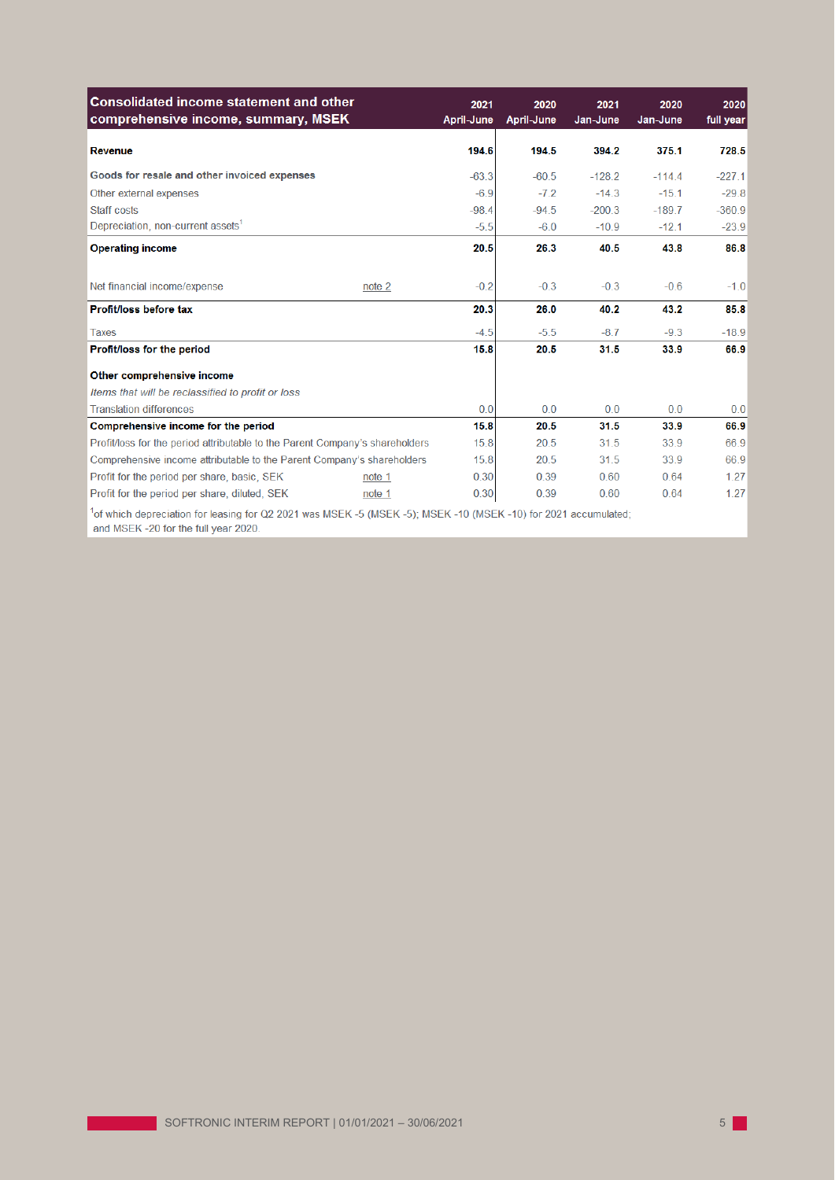| Consolidated income statement and other comprehensive income, summary, MSEK | | 2021 April-June | 2020 April-June | 2021 Jan-June | 2020 Jan-June | 2020 full year |
|---|---|---|---|---|---|---|
| **Revenue** | | **194.6** | **194.5** | **394.2** | **375.1** | **728.5** |
| **Goods for resale and other invoiced expenses** | | -63.3 | -60.5 | -128.2 | -114.4 | -227.1 |
| Other external expenses | | -6.9 | -7.2 | -14.3 | -15.1 | -29.8 |
| Staff costs | | -98.4 | -94.5 | -200.3 | -189.7 | -360.9 |
| Depreciation, non-current assets[1] | | -5.5 | -6.0 | -10.9 | -12.1 | -23.9 |
| **Operating income** | | **20.5** | **26.3** | **40.5** | **43.8** | **86.8** |
| Net financial income/expense | note 2 | -0.2 | -0.3 | -0.3 | -0.6 | -1.0 |
| **Profit/loss before tax** | | **20.3** | **26.0** | **40.2** | **43.2** | **85.8** |
| Taxes | | -4.5 | -5.5 | -8.7 | -9.3 | -18.9 |
| **Profit/loss for the period** | | **15.8** | **20.5** | **31.5** | **33.9** | **66.9** |
| **Other comprehensive income** | | | | | | |
| *Items that will be reclassified to profit or loss* | | | | | | |
| Translation differences | | 0.0 | 0.0 | 0.0 | 0.0 | 0.0 |
| **Comprehensive income for the period** | | **15.8** | **20.5** | **31.5** | **33.9** | **66.9** |
| Profit/loss for the period attributable to the Parent Company's shareholders | | 15.8 | 20.5 | 31.5 | 33.9 | 66.9 |
| Comprehensive income attributable to the Parent Company's shareholders | | 15.8 | 20.5 | 31.5 | 33.9 | 66.9 |
| Profit for the period per share, basic, SEK | note 1 | 0.30 | 0.39 | 0.60 | 0.64 | 1.27 |
| Profit for the period per share, diluted, SEK | note 1 | 0.30 | 0.39 | 0.60 | 0.64 | 1.27 |

[1]of which depreciation for leasing for Q2 2021 was MSEK -5 (MSEK -5); MSEK -10 (MSEK -10) for 2021 accumulated; and MSEK -20 for the full year 2020.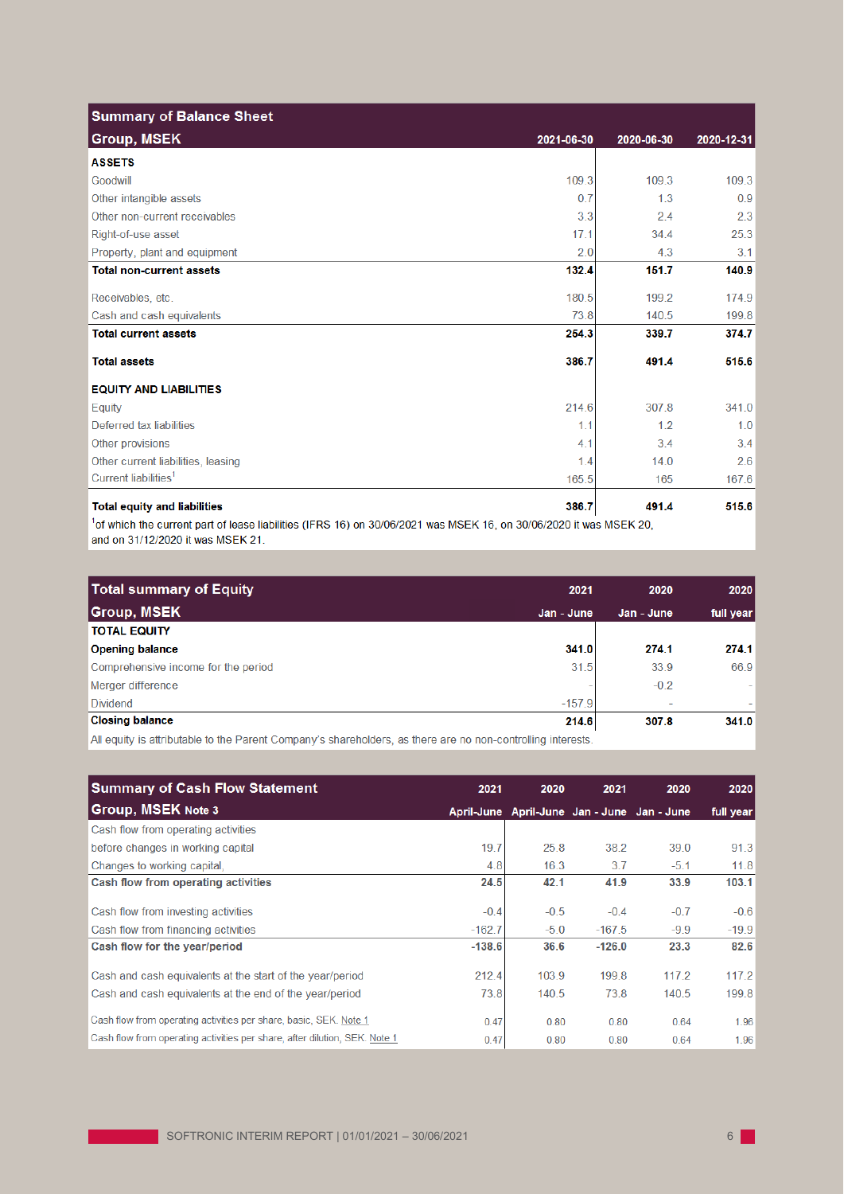## Summary of Balance Sheet

| Group, MSEK | 2021-06-30 | 2020-06-30 | 2020-12-31 |
|---|---|---|---|
| **ASSETS** | | | |
| Goodwill | 109.3 | 109.3 | 109.3 |
| Other intangible assets | 0.7 | 1.3 | 0.9 |
| Other non-current receivables | 3.3 | 2.4 | 2.3 |
| Right-of-use asset | 17.1 | 34.4 | 25.3 |
| Property, plant and equipment | 2.0 | 4.3 | 3.1 |
| **Total non-current assets** | **132.4** | **151.7** | **140.9** |
| Receivables, etc. | 180.5 | 199.2 | 174.9 |
| Cash and cash equivalents | 73.8 | 140.5 | 199.8 |
| **Total current assets** | **254.3** | **339.7** | **374.7** |
| **Total assets** | **386.7** | **491.4** | **515.6** |
| **EQUITY AND LIABILITIES** | | | |
| Equity | 214.6 | 307.8 | 341.0 |
| Deferred tax liabilities | 1.1 | 1.2 | 1.0 |
| Other provisions | 4.1 | 3.4 | 3.4 |
| Other current liabilities, leasing | 1.4 | 14.0 | 2.6 |
| Current liabilities[1] | 165.5 | 165 | 167.6 |
| **Total equity and liabilities** | **386.7** | **491.4** | **515.6** |

[1] of which the current part of lease liabilities (IFRS 16) on 30/06/2021 was MSEK 16, on 30/06/2020 it was MSEK 20, and on 31/12/2020 it was MSEK 21.

## Total summary of Equity

| Group, MSEK | 2021 Jan - June | 2020 Jan - June | 2020 full year |
|---|---|---|---|
| **TOTAL EQUITY** | | | |
| **Opening balance** | **341.0** | **274.1** | **274.1** |
| Comprehensive income for the period | 31.5 | 33.9 | 66.9 |
| Merger difference | - | -0.2 | - |
| Dividend | -157.9 | - | - |
| **Closing balance** | **214.6** | **307.8** | **341.0** |

All equity is attributable to the Parent Company's shareholders, as there are no non-controlling interests.

## Summary of Cash Flow Statement

| Group, MSEK Note 3 | 2021 April-June | 2020 April-June | 2021 Jan - June | 2020 Jan - June | 2020 full year |
|---|---|---|---|---|---|
| Cash flow from operating activities before changes in working capital | 19.7 | 25.8 | 38.2 | 39.0 | 91.3 |
| Changes to working capital, | 4.8 | 16.3 | 3.7 | -5.1 | 11.8 |
| **Cash flow from operating activities** | **24.5** | **42.1** | **41.9** | **33.9** | **103.1** |
| Cash flow from investing activities | -0.4 | -0.5 | -0.4 | -0.7 | -0.6 |
| Cash flow from financing activities | -162.7 | -5.0 | -167.5 | -9.9 | -19.9 |
| **Cash flow for the year/period** | **-138.6** | **36.6** | **-126.0** | **23.3** | **82.6** |
| Cash and cash equivalents at the start of the year/period | 212.4 | 103.9 | 199.8 | 117.2 | 117.2 |
| Cash and cash equivalents at the end of the year/period | 73.8 | 140.5 | 73.8 | 140.5 | 199.8 |
| Cash flow from operating activities per share, basic, SEK. Note 1 | 0.47 | 0.80 | 0.80 | 0.64 | 1.96 |
| Cash flow from operating activities per share, after dilution, SEK. Note 1 | 0.47 | 0.80 | 0.80 | 0.64 | 1.96 |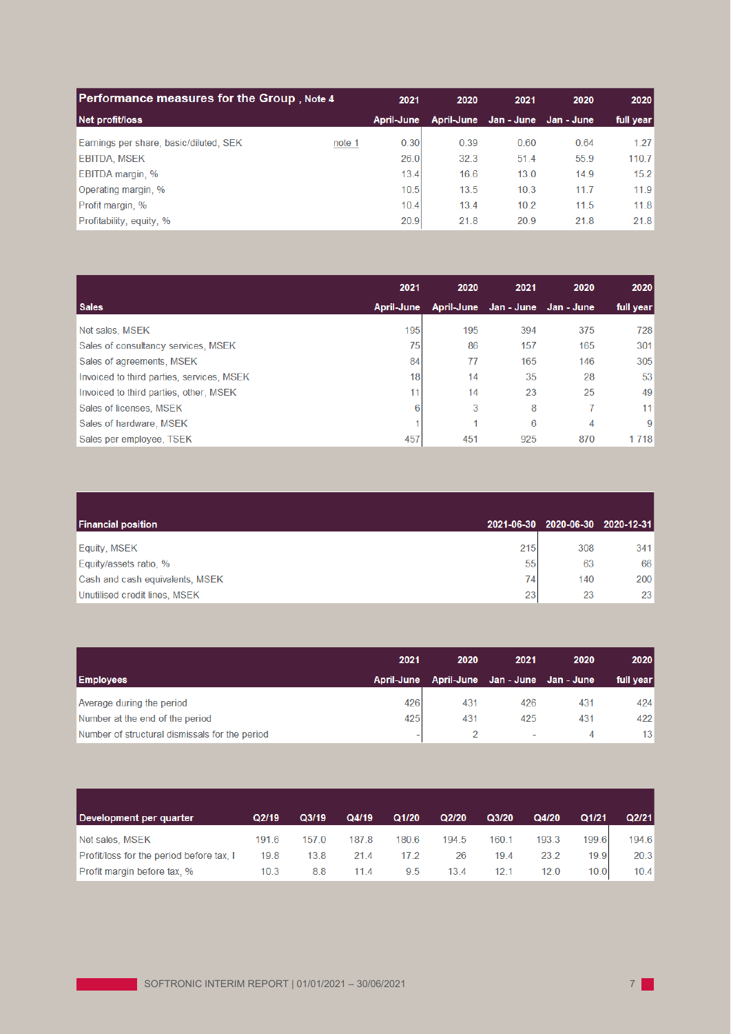## Performance measures for the Group , Note 4

| Net profit/loss | | 2021 April-June | 2020 April-June | 2021 Jan - June | 2020 Jan - June | 2020 full year |
|---|---|---|---|---|---|---|
| Earnings per share, basic/diluted, SEK | note 1 | 0.30 | 0.39 | 0.60 | 0.64 | 1.27 |
| EBITDA, MSEK | | 26.0 | 32.3 | 51.4 | 55.9 | 110.7 |
| EBITDA margin, % | | 13.4 | 16.6 | 13.0 | 14.9 | 15.2 |
| Operating margin, % | | 10.5 | 13.5 | 10.3 | 11.7 | 11.9 |
| Profit margin, % | | 10.4 | 13.4 | 10.2 | 11.5 | 11.8 |
| Profitability, equity, % | | 20.9 | 21.8 | 20.9 | 21.8 | 21.8 |

| Sales | 2021 April-June | 2020 April-June | 2021 Jan - June | 2020 Jan - June | 2020 full year |
|---|---|---|---|---|---|
| Net sales, MSEK | 195 | 195 | 394 | 375 | 728 |
| Sales of consultancy services, MSEK | 75 | 86 | 157 | 165 | 301 |
| Sales of agreements, MSEK | 84 | 77 | 165 | 146 | 305 |
| Invoiced to third parties, services, MSEK | 18 | 14 | 35 | 28 | 53 |
| Invoiced to third parties, other, MSEK | 11 | 14 | 23 | 25 | 49 |
| Sales of licenses, MSEK | 6 | 3 | 8 | 7 | 11 |
| Sales of hardware, MSEK | 1 | 1 | 6 | 4 | 9 |
| Sales per employee, TSEK | 457 | 451 | 925 | 870 | 1 718 |

| Financial position | 2021-06-30 | 2020-06-30 | 2020-12-31 |
|---|---|---|---|
| Equity, MSEK | 215 | 308 | 341 |
| Equity/assets ratio, % | 55 | 63 | 66 |
| Cash and cash equivalents, MSEK | 74 | 140 | 200 |
| Unutilised credit lines, MSEK | 23 | 23 | 23 |

| Employees | 2021 April-June | 2020 April-June | 2021 Jan - June | 2020 Jan - June | 2020 full year |
|---|---|---|---|---|---|
| Average during the period | 426 | 431 | 426 | 431 | 424 |
| Number at the end of the period | 425 | 431 | 425 | 431 | 422 |
| Number of structural dismissals for the period | - | 2 | - | 4 | 13 |

| Development per quarter | Q2/19 | Q3/19 | Q4/19 | Q1/20 | Q2/20 | Q3/20 | Q4/20 | Q1/21 | Q2/21 |
|---|---|---|---|---|---|---|---|---|---|
| Net sales, MSEK | 191.6 | 157.0 | 187.8 | 180.6 | 194.5 | 160.1 | 193.3 | 199.6 | 194.6 |
| Profit/loss for the period before tax, I | 19.8 | 13.8 | 21.4 | 17.2 | 26 | 19.4 | 23.2 | 19.9 | 20.3 |
| Profit margin before tax, % | 10.3 | 8.8 | 11.4 | 9.5 | 13.4 | 12.1 | 12.0 | 10.0 | 10.4 |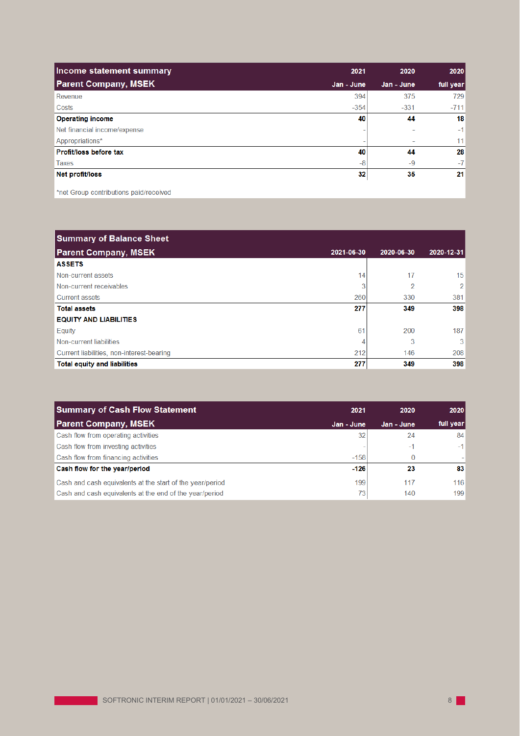| Income statement summary Parent Company, MSEK | 2021 Jan - June | 2020 Jan - June | 2020 full year |
|---|---|---|---|
| Revenue | 394 | 375 | 729 |
| Costs | -354 | -331 | -711 |
| **Operating income** | **40** | **44** | **18** |
| Net financial income/expense | - | - | -1 |
| Appropriations* | - | - | 11 |
| **Profit/loss before tax** | **40** | **44** | **28** |
| Taxes | -8 | -9 | -7 |
| **Net profit/loss** | **32** | **35** | **21** |

*net Group contributions paid/received

| Summary of Balance Sheet Parent Company, MSEK | 2021-06-30 | 2020-06-30 | 2020-12-31 |
|---|---|---|---|
| **ASSETS** | | | |
| Non-current assets | 14 | 17 | 15 |
| Non-current receivables | 3 | 2 | 2 |
| Current assets | 260 | 330 | 381 |
| **Total assets** | **277** | **349** | **398** |
| **EQUITY AND LIABILITIES** | | | |
| Equity | 61 | 200 | 187 |
| Non-current liabilities | 4 | 3 | 3 |
| Current liabilities, non-interest-bearing | 212 | 146 | 208 |
| **Total equity and liabilities** | **277** | **349** | **398** |

| Summary of Cash Flow Statement Parent Company, MSEK | 2021 Jan - June | 2020 Jan - June | 2020 full year |
|---|---|---|---|
| Cash flow from operating activities | 32 | 24 | 84 |
| Cash flow from investing activities | - | -1 | -1 |
| Cash flow from financing activities | -158 | 0 | - |
| **Cash flow for the year/period** | **-126** | **23** | **83** |
| Cash and cash equivalents at the start of the year/period | 199 | 117 | 116 |
| Cash and cash equivalents at the end of the year/period | 73 | 140 | 199 |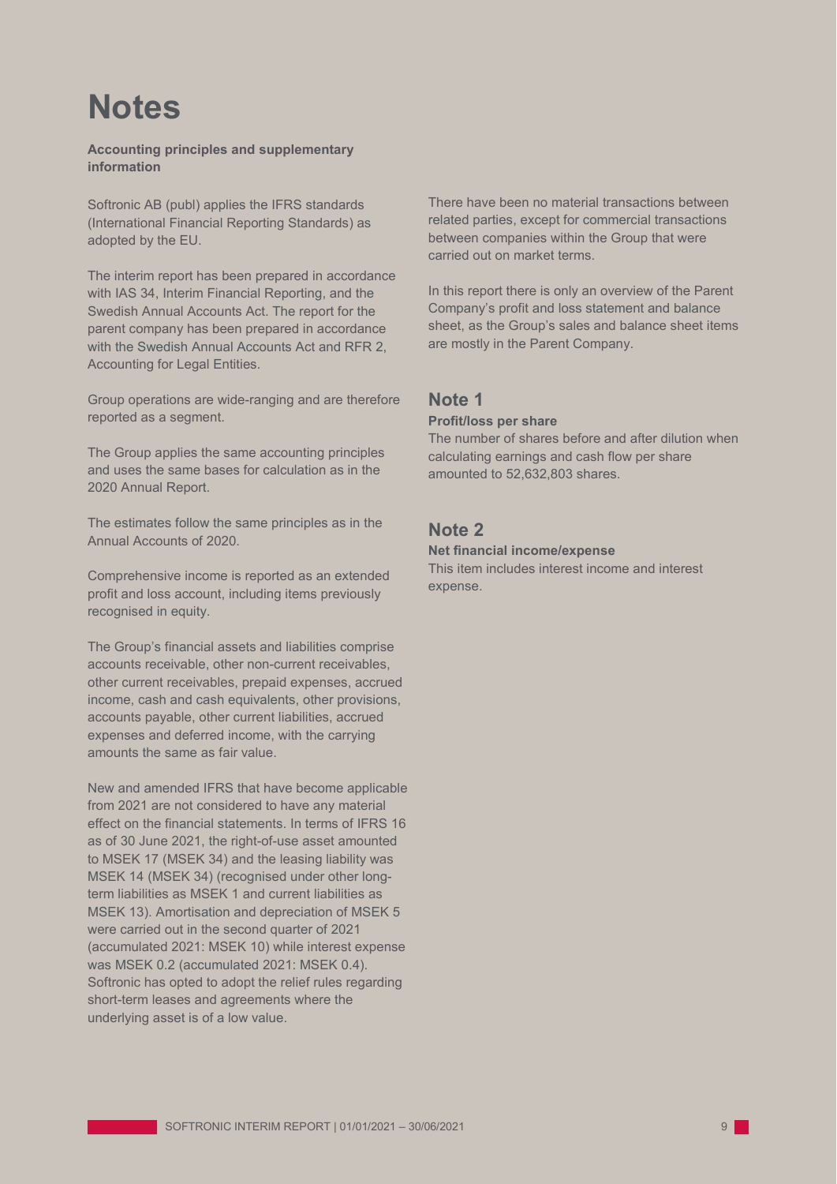# Notes

**Accounting principles and supplementary information**

Softronic AB (publ) applies the IFRS standards (International Financial Reporting Standards) as adopted by the EU.

The interim report has been prepared in accordance with IAS 34, Interim Financial Reporting, and the Swedish Annual Accounts Act. The report for the parent company has been prepared in accordance with the Swedish Annual Accounts Act and RFR 2, Accounting for Legal Entities.

Group operations are wide-ranging and are therefore reported as a segment.

The Group applies the same accounting principles and uses the same bases for calculation as in the 2020 Annual Report.

The estimates follow the same principles as in the Annual Accounts of 2020.

Comprehensive income is reported as an extended profit and loss account, including items previously recognised in equity.

The Group's financial assets and liabilities comprise accounts receivable, other non-current receivables, other current receivables, prepaid expenses, accrued income, cash and cash equivalents, other provisions, accounts payable, other current liabilities, accrued expenses and deferred income, with the carrying amounts the same as fair value.

New and amended IFRS that have become applicable from 2021 are not considered to have any material effect on the financial statements. In terms of IFRS 16 as of 30 June 2021, the right-of-use asset amounted to MSEK 17 (MSEK 34) and the leasing liability was MSEK 14 (MSEK 34) (recognised under other long-term liabilities as MSEK 1 and current liabilities as MSEK 13). Amortisation and depreciation of MSEK 5 were carried out in the second quarter of 2021 (accumulated 2021: MSEK 10) while interest expense was MSEK 0.2 (accumulated 2021: MSEK 0.4). Softronic has opted to adopt the relief rules regarding short-term leases and agreements where the underlying asset is of a low value.

There have been no material transactions between related parties, except for commercial transactions between companies within the Group that were carried out on market terms.

In this report there is only an overview of the Parent Company's profit and loss statement and balance sheet, as the Group's sales and balance sheet items are mostly in the Parent Company.

## Note 1

**Profit/loss per share**

The number of shares before and after dilution when calculating earnings and cash flow per share amounted to 52,632,803 shares.

## Note 2

**Net financial income/expense**

This item includes interest income and interest expense.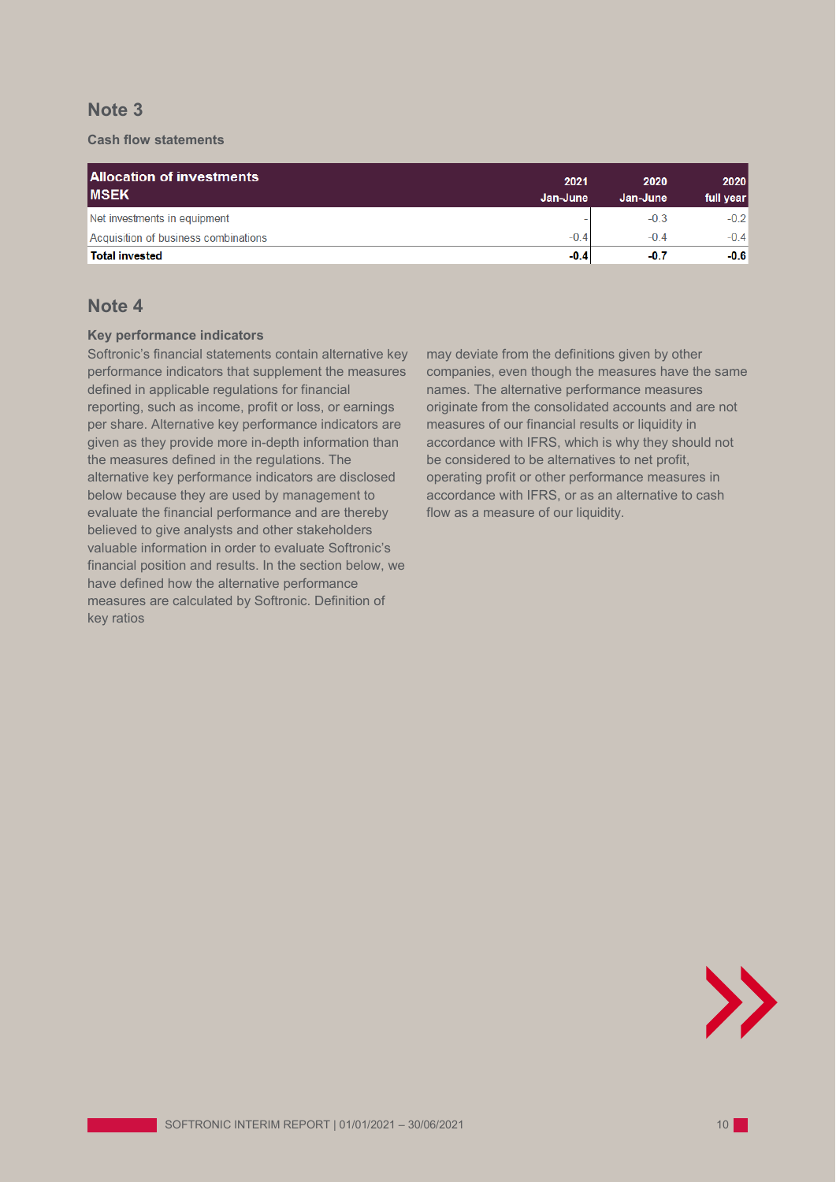## Note 3

**Cash flow statements**

| Allocation of investments MSEK | 2021 Jan-June | 2020 Jan-June | 2020 full year |
|---|---|---|---|
| Net investments in equipment | - | -0.3 | -0.2 |
| Acquisition of business combinations | -0.4 | -0.4 | -0.4 |
| **Total invested** | **-0.4** | **-0.7** | **-0.6** |

## Note 4

**Key performance indicators**

Softronic's financial statements contain alternative key performance indicators that supplement the measures defined in applicable regulations for financial reporting, such as income, profit or loss, or earnings per share. Alternative key performance indicators are given as they provide more in-depth information than the measures defined in the regulations. The alternative key performance indicators are disclosed below because they are used by management to evaluate the financial performance and are thereby believed to give analysts and other stakeholders valuable information in order to evaluate Softronic's financial position and results. In the section below, we have defined how the alternative performance measures are calculated by Softronic. Definition of key ratios may deviate from the definitions given by other companies, even though the measures have the same names. The alternative performance measures originate from the consolidated accounts and are not measures of our financial results or liquidity in accordance with IFRS, which is why they should not be considered to be alternatives to net profit, operating profit or other performance measures in accordance with IFRS, or as an alternative to cash flow as a measure of our liquidity.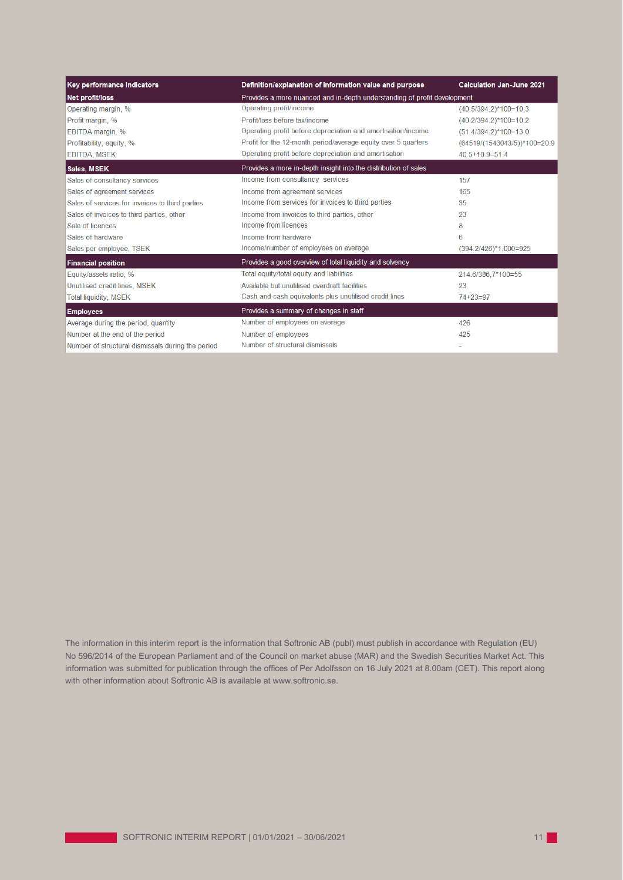| Key performance indicators | Definition/explanation of information value and purpose | Calculation Jan-June 2021 |
|---|---|---|
| **Net profit/loss** | Provides a more nuanced and in-depth understanding of profit development | |
| Operating margin, % | Operating profit/income | (40.5/394.2)*100=10.3 |
| Profit margin, % | Profit/loss before tax/income | (40.2/394.2)*100=10.2 |
| EBITDA margin, % | Operating profit before depreciation and amortisation/income | (51.4/394.2)*100=13.0 |
| Profitability, equity, % | Profit for the 12-month period/average equity over 5 quarters | (64519/(1543043/5))*100=20.9 |
| EBITDA, MSEK | Operating profit before depreciation and amortisation | 40.5+10.9=51.4 |
| **Sales, MSEK** | Provides a more in-depth insight into the distribution of sales | |
| Sales of consultancy services | Income from consultancy services | 157 |
| Sales of agreement services | Income from agreement services | 165 |
| Sales of services for invoices to third parties | Income from services for invoices to third parties | 35 |
| Sales of invoices to third parties, other | Income from invoices to third parties, other | 23 |
| Sale of licences | Income from licences | 8 |
| Sales of hardware | Income from hardware | 6 |
| Sales per employee, TSEK | Income/number of employees on average | (394.2/426)*1,000=925 |
| **Financial position** | Provides a good overview of total liquidity and solvency | |
| Equity/assets ratio, % | Total equity/total equity and liabilities | 214.6/386,7*100=55 |
| Unutilised credit lines, MSEK | Available but unutilised overdraft facilities | 23 |
| Total liquidity, MSEK | Cash and cash equivalents plus unutilised credit lines | 74+23=97 |
| **Employees** | Provides a summary of changes in staff | |
| Average during the period, quantity | Number of employees on average | 426 |
| Number at the end of the period | Number of employees | 425 |
| Number of structural dismissals during the period | Number of structural dismissals | - |

The information in this interim report is the information that Softronic AB (publ) must publish in accordance with Regulation (EU) No 596/2014 of the European Parliament and of the Council on market abuse (MAR) and the Swedish Securities Market Act. This information was submitted for publication through the offices of Per Adolfsson on 16 July 2021 at 8.00am (CET). This report along with other information about Softronic AB is available at www.softronic.se.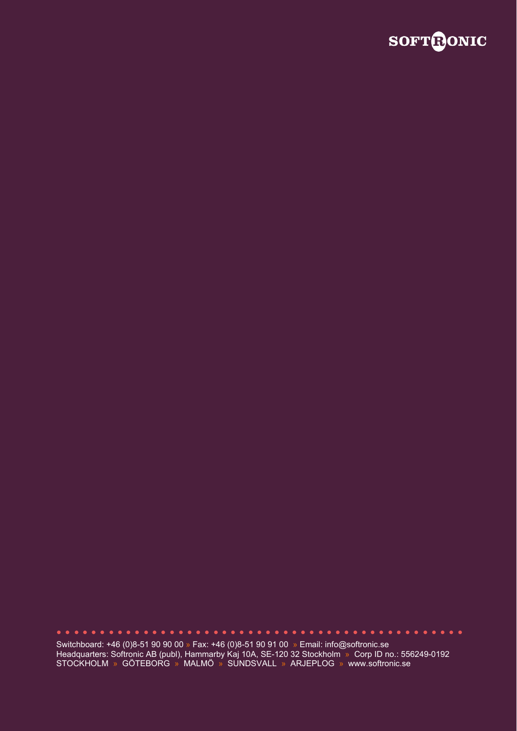SOFTRONIC

Switchboard: +46 (0)8-51 90 90 00 » Fax: +46 (0)8-51 90 91 00 » Email: info@softronic.se
Headquarters: Softronic AB (publ), Hammarby Kaj 10A, SE-120 32 Stockholm » Corp ID no.: 556249-0192
STOCKHOLM » GÖTEBORG » MALMÖ » SUNDSVALL » ARJEPLOG » www.softronic.se